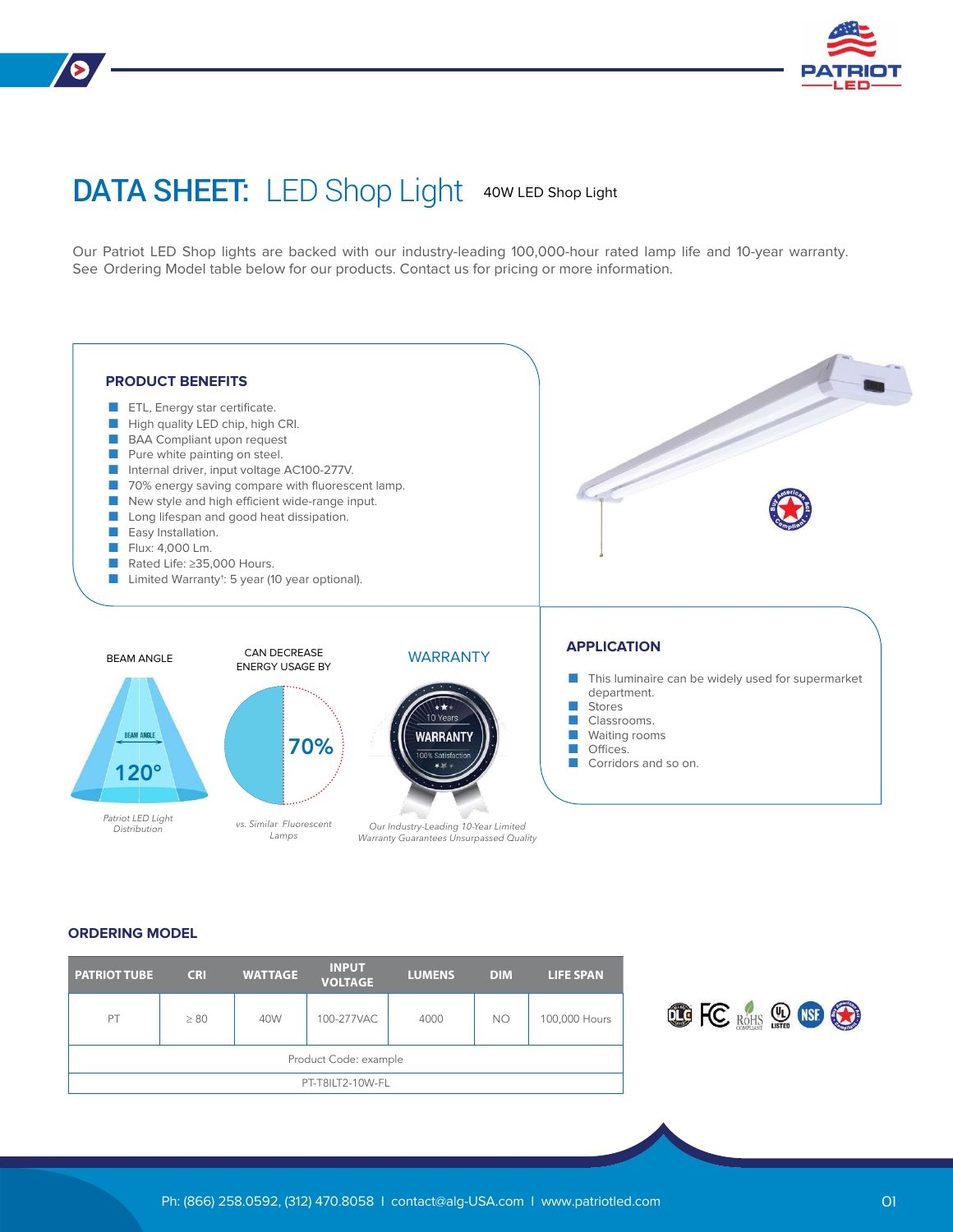# DATA SHEET: LED Shop Light

40W LED Shop Light

Our Patriot LED Shop lights are backed with our industry-leading 100,000-hour rated lamp life and 10-year warranty. See Ordering Model table below for our products. Contact us for pricing or more information.

## PRODUCT BENEFITS

- ETL, Energy star certificate.
- High quality LED chip, high CRI.
- BAA Compliant upon request
- Pure white painting on steel.
- Internal driver, input voltage AC100-277V.
- 70% energy saving compare with fluorescent lamp.
- New style and high efficient wide-range input.
- Long lifespan and good heat dissipation.
- Easy Installation.
- Flux: 4,000 Lm.
- Rated Life: ≥35,000 Hours.
- Limited Warranty[1]: 5 year (10 year optional).

BEAM ANGLE

120°

*Patriot LED Light Distribution*

CAN DECREASE ENERGY USAGE BY

70%

*vs. Similar Fluorescent Lamps*

WARRANTY

10 Years WARRANTY 100% Satisfaction

*Our Industry-Leading 10-Year Limited Warranty Guarantees Unsurpassed Quality*

## APPLICATION

- This luminaire can be widely used for supermarket department.
- Stores
- Classrooms.
- Waiting rooms
- Offices.
- Corridors and so on.

## ORDERING MODEL

| PATRIOT TUBE | CRI | WATTAGE | INPUT VOLTAGE | LUMENS | DIM | LIFE SPAN |
|---|---|---|---|---|---|---|
| PT | ≥ 80 | 40W | 100-277VAC | 4000 | NO | 100,000 Hours |
| Product Code: example | | | | | | |
| PT-T8ILT2-10W-FL | | | | | | |

Ph: (866) 258.0592, (312) 470.8058 I contact@alg-USA.com I www.patriotled.com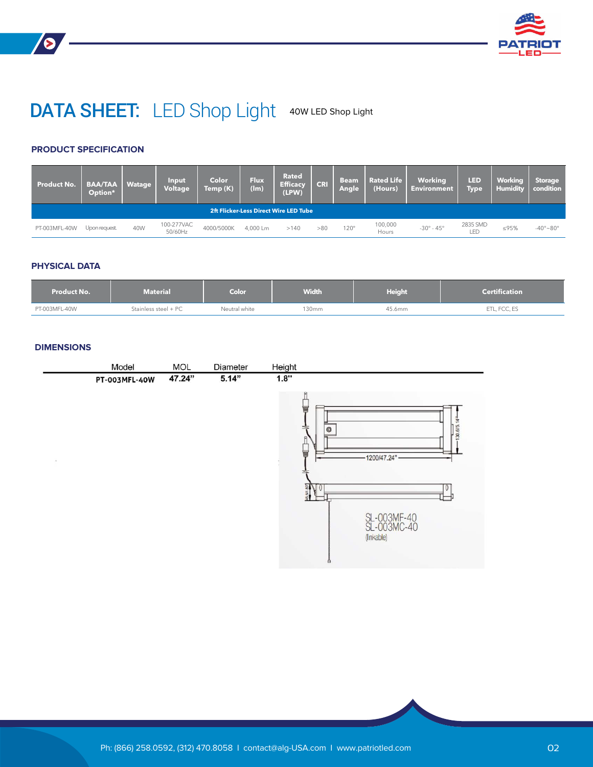# DATA SHEET: LED Shop Light

40W LED Shop Light

## PRODUCT SPECIFICATION

| Product No. | BAA/TAA Option* | Watage | Input Voltage | Color Temp (K) | Flux (lm) | Rated Efficacy (LPW) | CRI | Beam Angle | Rated Life (Hours) | Working Environment | LED Type | Working Humidity | Storage condition |
|---|---|---|---|---|---|---|---|---|---|---|---|---|---|
| 2ft Flicker-Less Direct Wire LED Tube | | | | | | | | | | | | | |
| PT-003MFL-40W | Upon request. | 40W | 100-277VAC 50/60Hz | 4000/5000K | 4,000 Lm | >140 | >80 | 120° | 100,000 Hours | -30° - 45° | 2835 SMD LED | ≤95% | -40°~80° |

## PHYSICAL DATA

| Product No. | Material | Color | Width | Height | Certification |
|---|---|---|---|---|---|
| PT-003MFL-40W | Stainless steel + PC | Neutral white | 130mm | 45.6mm | ETL, FCC, ES |

## DIMENSIONS

| Model | MOL | Diameter | Height |
|---|---|---|---|
| PT-003MFL-40W | 47.24" | 5.14" | 1.8" |

130.6/5.14"

1200/47.24"

45.6/1.80

SL-003MF-40
SL-003MC-40
(linkable)